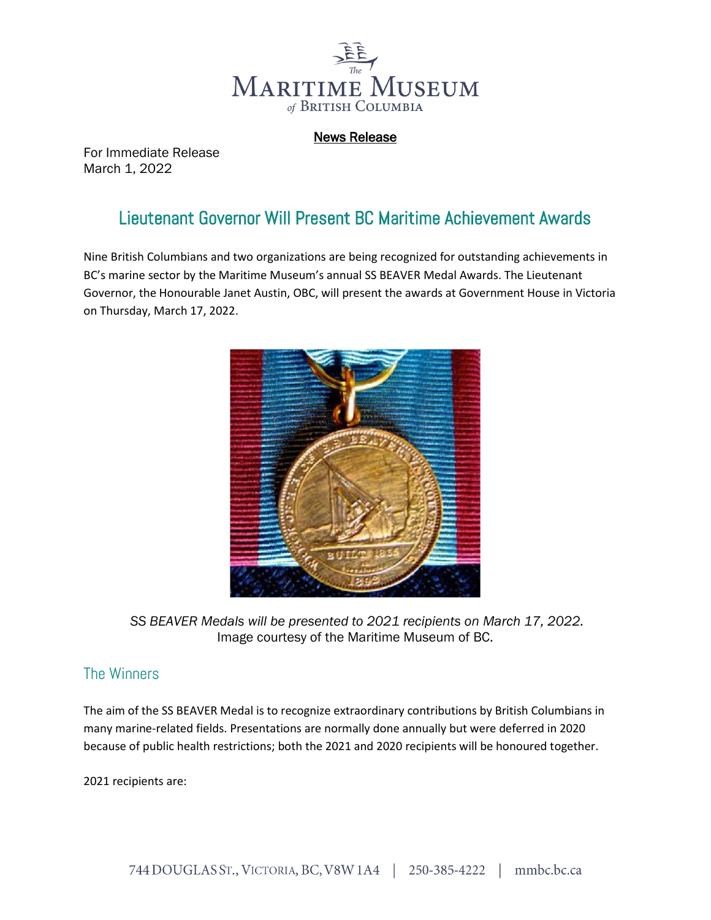# The Maritime Museum of British Columbia

**News Release**

For Immediate Release
March 1, 2022

## Lieutenant Governor Will Present BC Maritime Achievement Awards

Nine British Columbians and two organizations are being recognized for outstanding achievements in BC's marine sector by the Maritime Museum's annual SS BEAVER Medal Awards. The Lieutenant Governor, the Honourable Janet Austin, OBC, will present the awards at Government House in Victoria on Thursday, March 17, 2022.

*SS BEAVER Medals will be presented to 2021 recipients on March 17, 2022.*
Image courtesy of the Maritime Museum of BC.

## The Winners

The aim of the SS BEAVER Medal is to recognize extraordinary contributions by British Columbians in many marine-related fields. Presentations are normally done annually but were deferred in 2020 because of public health restrictions; both the 2021 and 2020 recipients will be honoured together.

2021 recipients are: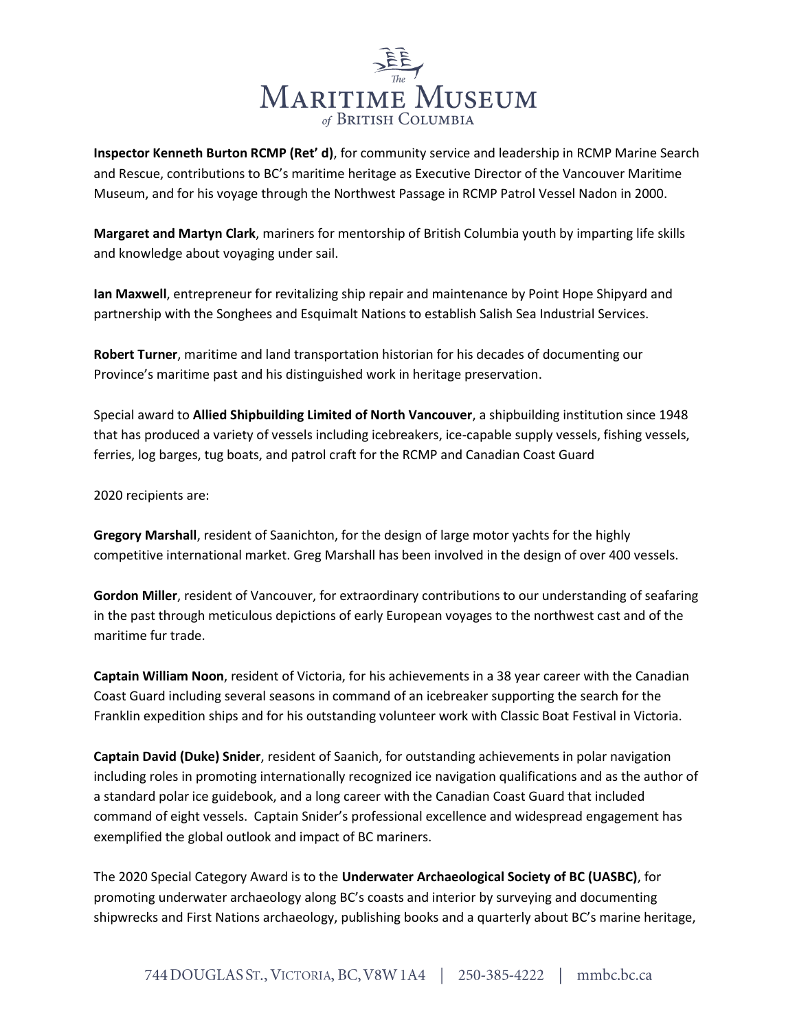**Inspector Kenneth Burton RCMP (Ret' d)**, for community service and leadership in RCMP Marine Search and Rescue, contributions to BC's maritime heritage as Executive Director of the Vancouver Maritime Museum, and for his voyage through the Northwest Passage in RCMP Patrol Vessel Nadon in 2000.

**Margaret and Martyn Clark**, mariners for mentorship of British Columbia youth by imparting life skills and knowledge about voyaging under sail.

**Ian Maxwell**, entrepreneur for revitalizing ship repair and maintenance by Point Hope Shipyard and partnership with the Songhees and Esquimalt Nations to establish Salish Sea Industrial Services.

**Robert Turner**, maritime and land transportation historian for his decades of documenting our Province's maritime past and his distinguished work in heritage preservation.

Special award to **Allied Shipbuilding Limited of North Vancouver**, a shipbuilding institution since 1948 that has produced a variety of vessels including icebreakers, ice-capable supply vessels, fishing vessels, ferries, log barges, tug boats, and patrol craft for the RCMP and Canadian Coast Guard

2020 recipients are:

**Gregory Marshall**, resident of Saanichton, for the design of large motor yachts for the highly competitive international market. Greg Marshall has been involved in the design of over 400 vessels.

**Gordon Miller**, resident of Vancouver, for extraordinary contributions to our understanding of seafaring in the past through meticulous depictions of early European voyages to the northwest cast and of the maritime fur trade.

**Captain William Noon**, resident of Victoria, for his achievements in a 38 year career with the Canadian Coast Guard including several seasons in command of an icebreaker supporting the search for the Franklin expedition ships and for his outstanding volunteer work with Classic Boat Festival in Victoria.

**Captain David (Duke) Snider**, resident of Saanich, for outstanding achievements in polar navigation including roles in promoting internationally recognized ice navigation qualifications and as the author of a standard polar ice guidebook, and a long career with the Canadian Coast Guard that included command of eight vessels. Captain Snider's professional excellence and widespread engagement has exemplified the global outlook and impact of BC mariners.

The 2020 Special Category Award is to the **Underwater Archaeological Society of BC (UASBC)**, for promoting underwater archaeology along BC's coasts and interior by surveying and documenting shipwrecks and First Nations archaeology, publishing books and a quarterly about BC's marine heritage,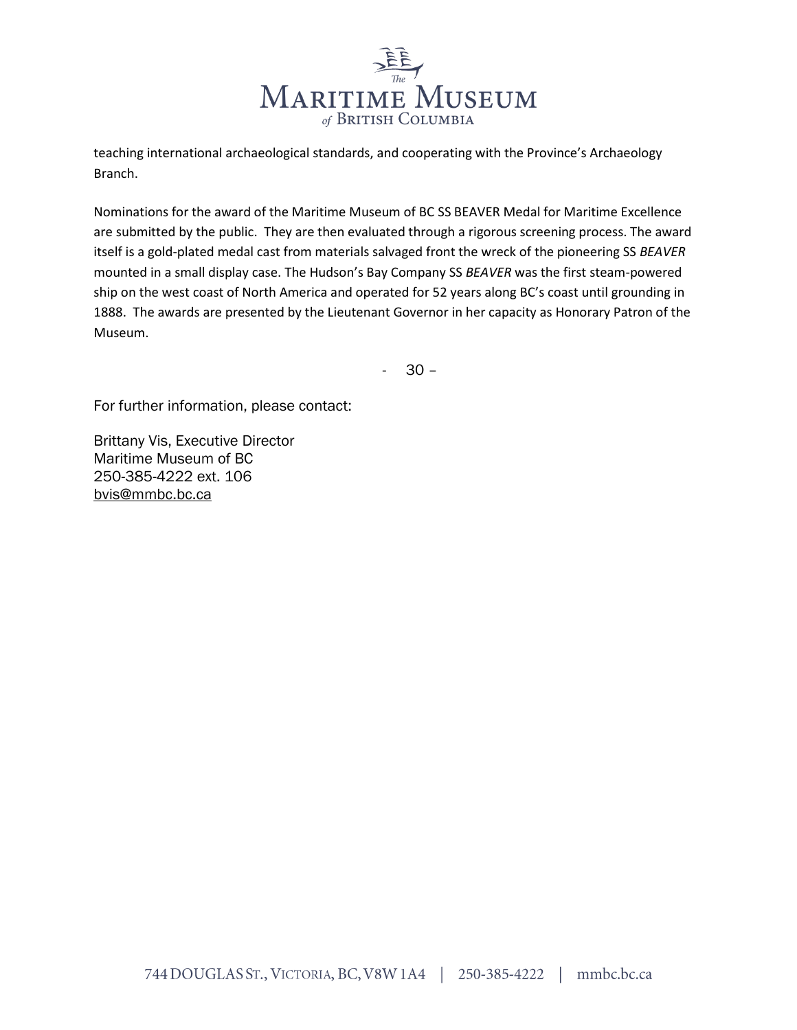teaching international archaeological standards, and cooperating with the Province's Archaeology Branch.

Nominations for the award of the Maritime Museum of BC SS BEAVER Medal for Maritime Excellence are submitted by the public. They are then evaluated through a rigorous screening process. The award itself is a gold-plated medal cast from materials salvaged front the wreck of the pioneering SS *BEAVER* mounted in a small display case. The Hudson's Bay Company SS *BEAVER* was the first steam-powered ship on the west coast of North America and operated for 52 years along BC's coast until grounding in 1888. The awards are presented by the Lieutenant Governor in her capacity as Honorary Patron of the Museum.

\- 30 –

For further information, please contact:

Brittany Vis, Executive Director
Maritime Museum of BC
250-385-4222 ext. 106
bvis@mmbc.bc.ca